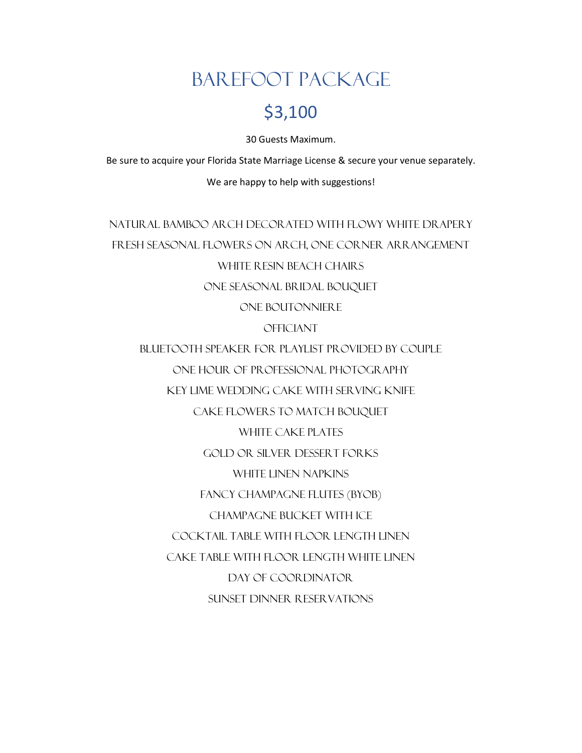# Barefoot Package

## $3,100

30 Guests Maximum.

Be sure to acquire your Florida State Marriage License & secure your venue separately.

We are happy to help with suggestions!

NATURAL BAMBOO ARCH DECORATED WITH FLOWY WHITE DRAPERY

FRESH SEASONAL FLOWERS ON ARCH, ONE CORNER ARRANGEMENT

WHITE RESIN BEACH CHAIRS

ONE SEASONAL BRIDAL BOUQUET

ONE BOUTONNIERE

OFFICIANT

BLUETOOTH SPEAKER FOR PLAYLIST PROVIDED BY COUPLE

ONE HOUR OF PROFESSIONAL PHOTOGRAPHY

KEY LIME WEDDING CAKE WITH SERVING KNIFE

CAKE FLOWERS TO MATCH BOUQUET

WHITE CAKE PLATES

GOLD OR SILVER DESSERT FORKS

WHITE LINEN NAPKINS

FANCY CHAMPAGNE FLUTES (BYOB)

CHAMPAGNE BUCKET WITH ICE

COCKTAIL TABLE WITH FLOOR LENGTH LINEN

CAKE TABLE WITH FLOOR LENGTH WHITE LINEN

DAY OF COORDINATOR

SUNSET DINNER RESERVATIONS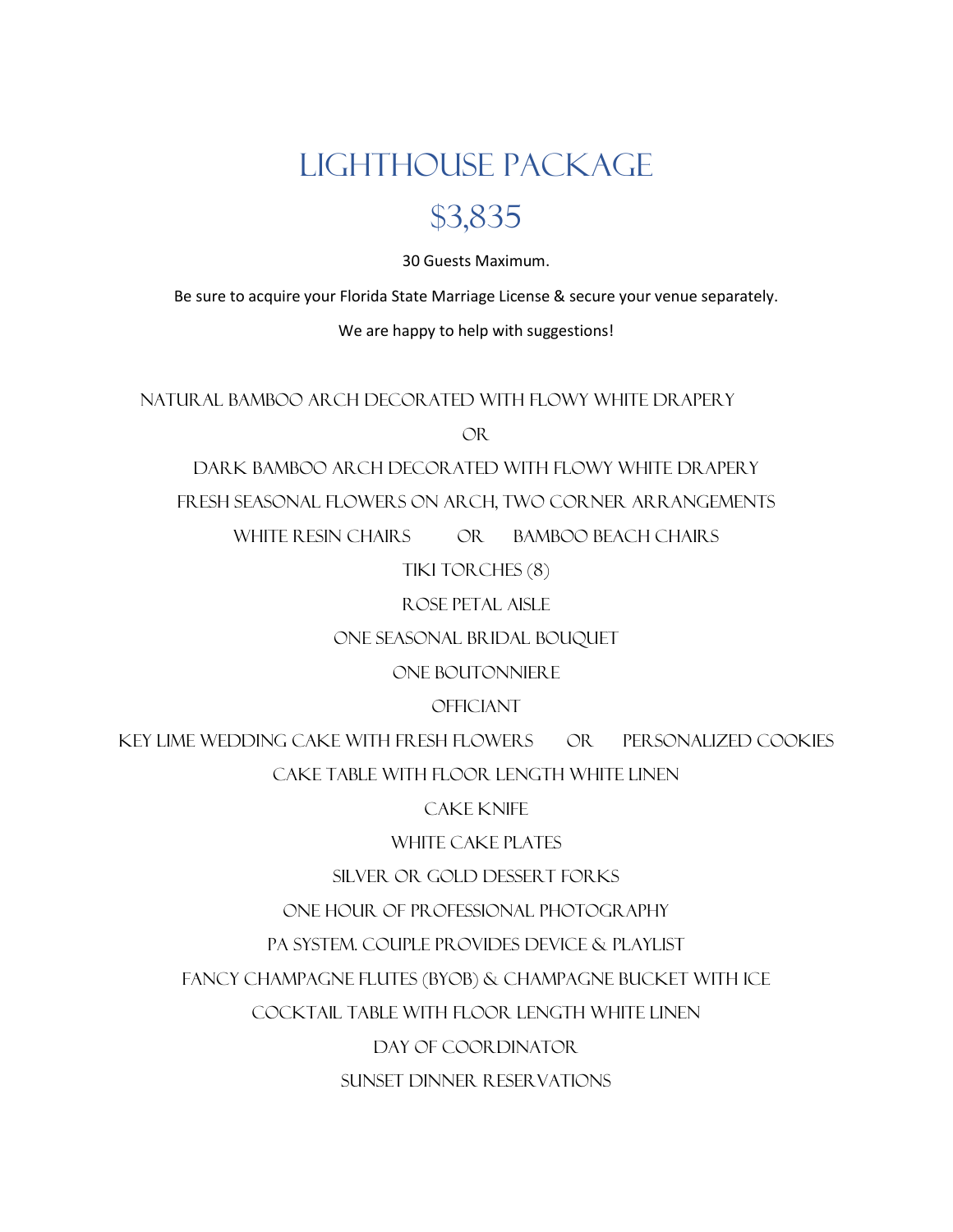# Lighthouse Package

## $3,835

30 Guests Maximum.

Be sure to acquire your Florida State Marriage License & secure your venue separately.

We are happy to help with suggestions!

Natural Bamboo Arch Decorated with Flowy White Drapery

OR

Dark Bamboo Arch Decorated with Flowy White Drapery

Fresh Seasonal Flowers on Arch, Two Corner Arrangements

White Resin Chairs OR Bamboo Beach Chairs

Tiki Torches (8)

Rose Petal Aisle

One Seasonal Bridal Bouquet

One Boutonniere

Officiant

Key Lime Wedding Cake with Fresh Flowers OR Personalized Cookies

Cake Table with Floor Length White Linen

Cake Knife

White Cake Plates

Silver or Gold Dessert Forks

One Hour of Professional Photography

PA System. Couple Provides Device & Playlist

Fancy Champagne Flutes (BYOB) & Champagne Bucket with Ice

Cocktail Table with Floor Length White Linen

Day of Coordinator

Sunset Dinner Reservations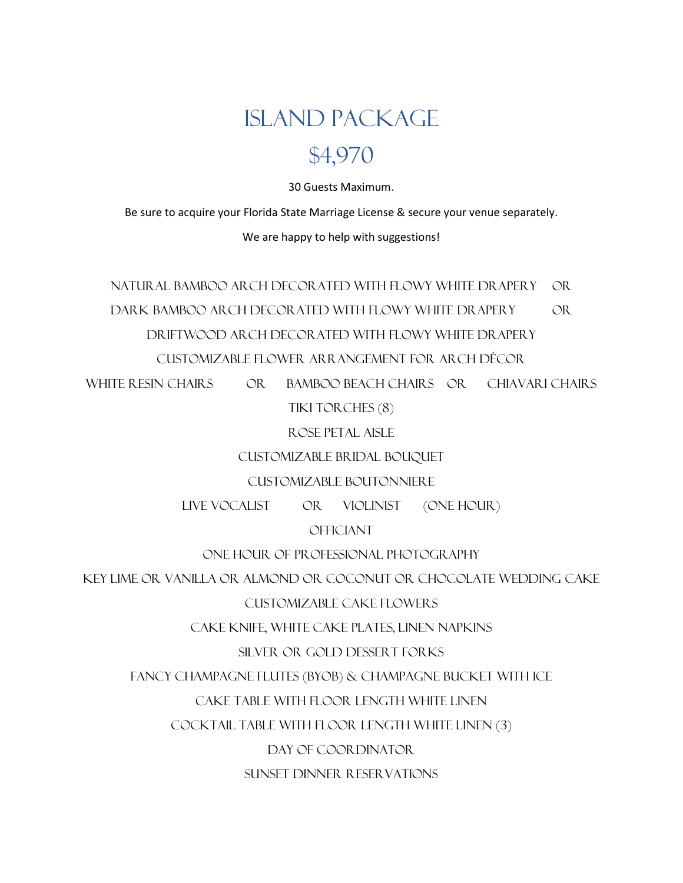# Island Package

## $4,970

30 Guests Maximum.

Be sure to acquire your Florida State Marriage License & secure your venue separately.

We are happy to help with suggestions!

Natural Bamboo Arch Decorated with Flowy White Drapery OR

Dark Bamboo Arch Decorated with Flowy White Drapery OR

Driftwood Arch Decorated with Flowy White Drapery

Customizable Flower Arrangement for Arch Décor

White Resin Chairs OR Bamboo Beach Chairs OR Chiavari Chairs

Tiki Torches (8)

Rose Petal Aisle

Customizable Bridal Bouquet

Customizable Boutonniere

Live Vocalist OR Violinist (One Hour)

Officiant

One Hour of Professional Photography

Key Lime or Vanilla or Almond or Coconut or Chocolate Wedding Cake

Customizable Cake Flowers

Cake Knife, White Cake Plates, Linen Napkins

Silver or Gold Dessert Forks

Fancy Champagne Flutes (BYOB) & Champagne Bucket with Ice

Cake Table with Floor Length White Linen

Cocktail Table with Floor Length White Linen (3)

Day of Coordinator

Sunset Dinner Reservations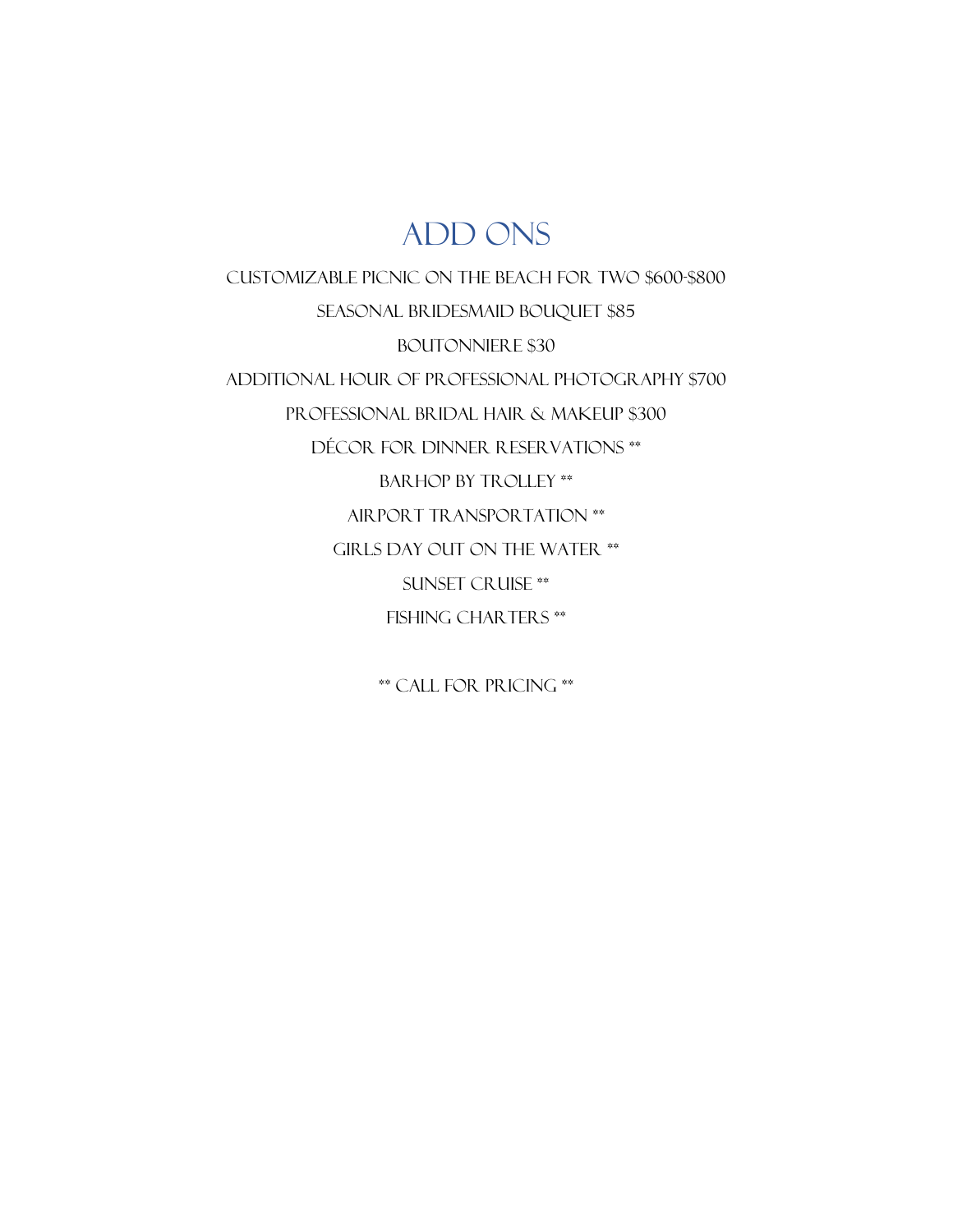# ADD ONS

CUSTOMIZABLE PICNIC ON THE BEACH FOR TWO $600-$800

SEASONAL BRIDESMAID BOUQUET $85

BOUTONNIERE $30

ADDITIONAL HOUR OF PROFESSIONAL PHOTOGRAPHY $700

PROFESSIONAL BRIDAL HAIR & MAKEUP $300

DÉCOR FOR DINNER RESERVATIONS **

BARHOP BY TROLLEY **

AIRPORT TRANSPORTATION **

GIRLS DAY OUT ON THE WATER **

SUNSET CRUISE **

FISHING CHARTERS **

** CALL FOR PRICING **